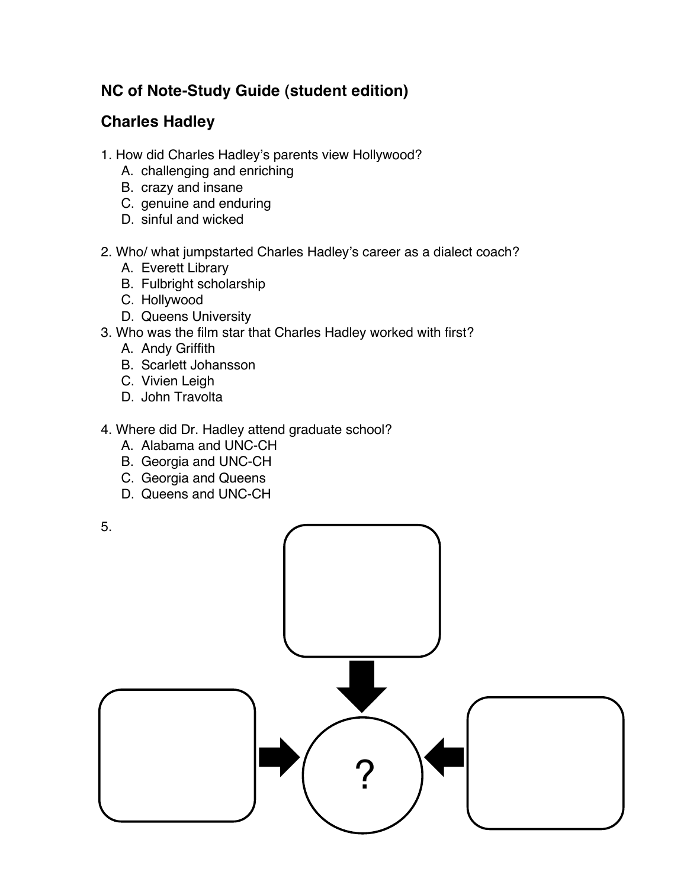## NC of Note-Study Guide (student edition)

## Charles Hadley

1. How did Charles Hadley's parents view Hollywood?
   A. challenging and enriching
   B. crazy and insane
   C. genuine and enduring
   D. sinful and wicked

2. Who/ what jumpstarted Charles Hadley's career as a dialect coach?
   A. Everett Library
   B. Fulbright scholarship
   C. Hollywood
   D. Queens University

3. Who was the film star that Charles Hadley worked with first?
   A. Andy Griffith
   B. Scarlett Johansson
   C. Vivien Leigh
   D. John Travolta

4. Where did Dr. Hadley attend graduate school?
   A. Alabama and UNC-CH
   B. Georgia and UNC-CH
   C. Georgia and Queens
   D. Queens and UNC-CH

5.

?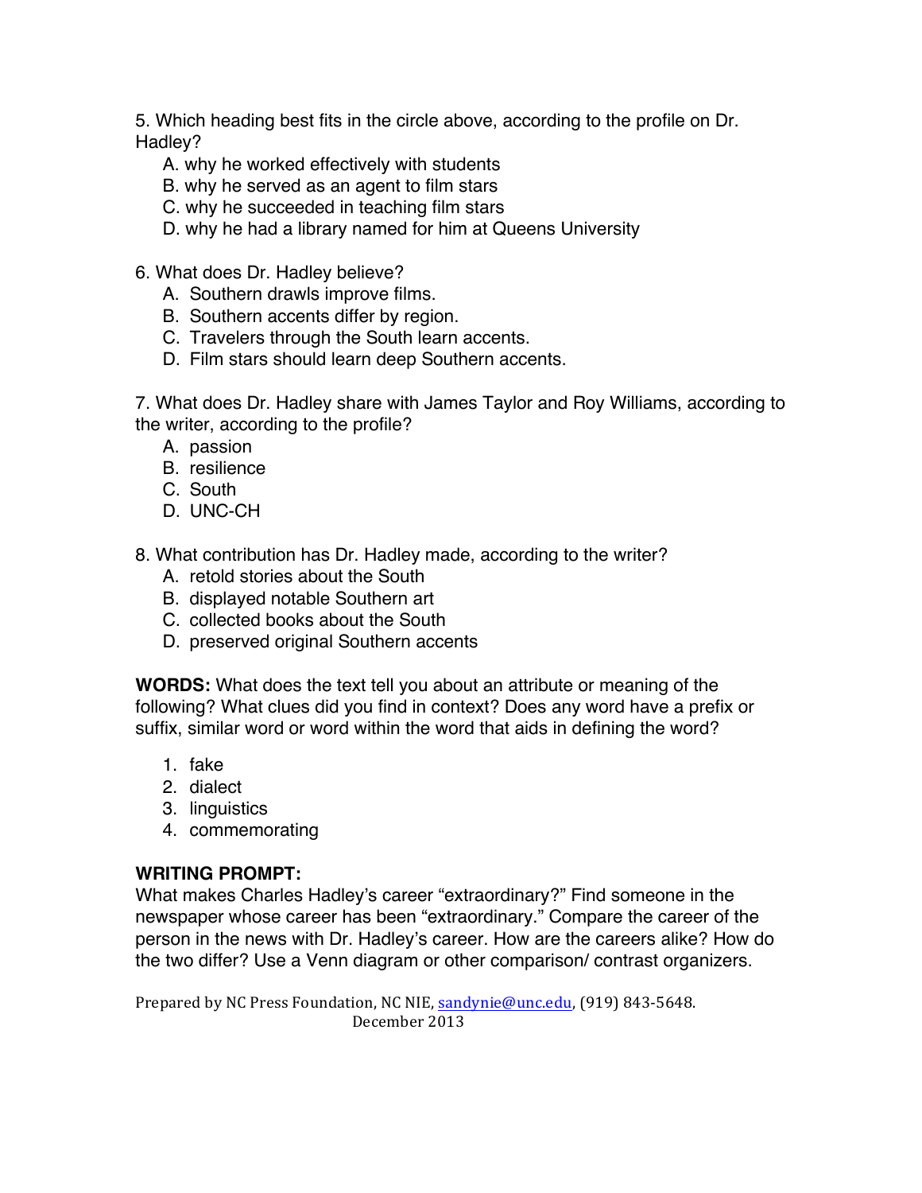5. Which heading best fits in the circle above, according to the profile on Dr. Hadley?

   A. why he worked effectively with students
   B. why he served as an agent to film stars
   C. why he succeeded in teaching film stars
   D. why he had a library named for him at Queens University

6. What does Dr. Hadley believe?

   A. Southern drawls improve films.
   B. Southern accents differ by region.
   C. Travelers through the South learn accents.
   D. Film stars should learn deep Southern accents.

7. What does Dr. Hadley share with James Taylor and Roy Williams, according to the writer, according to the profile?

   A. passion
   B. resilience
   C. South
   D. UNC-CH

8. What contribution has Dr. Hadley made, according to the writer?

   A. retold stories about the South
   B. displayed notable Southern art
   C. collected books about the South
   D. preserved original Southern accents

**WORDS:** What does the text tell you about an attribute or meaning of the following? What clues did you find in context? Does any word have a prefix or suffix, similar word or word within the word that aids in defining the word?

1. fake
2. dialect
3. linguistics
4. commemorating

**WRITING PROMPT:**
What makes Charles Hadley's career "extraordinary?" Find someone in the newspaper whose career has been "extraordinary." Compare the career of the person in the news with Dr. Hadley's career. How are the careers alike? How do the two differ? Use a Venn diagram or other comparison/ contrast organizers.

Prepared by NC Press Foundation, NC NIE, sandynie@unc.edu, (919) 843-5648.
December 2013